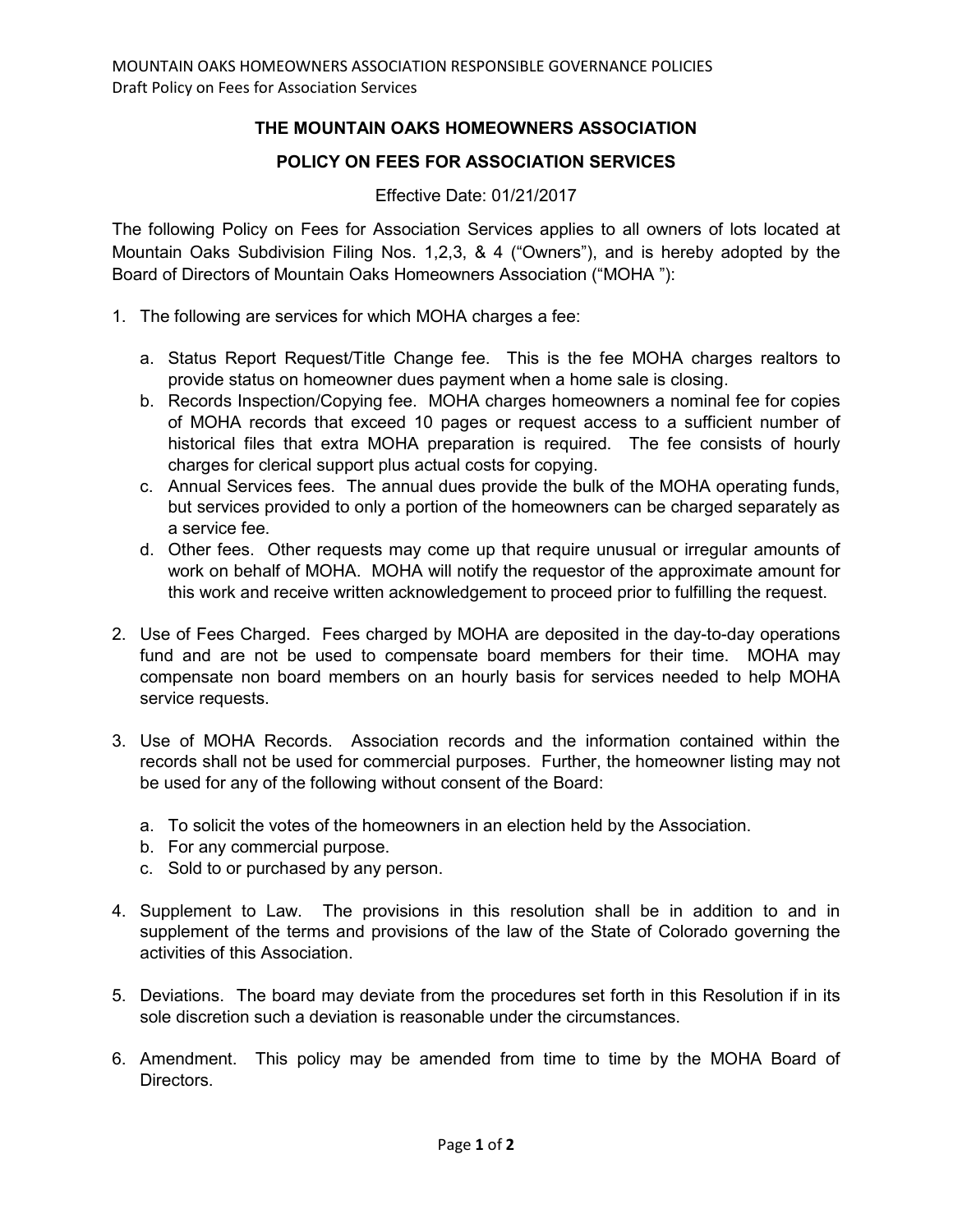# THE MOUNTAIN OAKS HOMEOWNERS ASSOCIATION

## POLICY ON FEES FOR ASSOCIATION SERVICES

Effective Date: 01/21/2017

The following Policy on Fees for Association Services applies to all owners of lots located at Mountain Oaks Subdivision Filing Nos. 1,2,3, & 4 ("Owners"), and is hereby adopted by the Board of Directors of Mountain Oaks Homeowners Association ("MOHA "):

1. The following are services for which MOHA charges a fee:

   a. Status Report Request/Title Change fee. This is the fee MOHA charges realtors to provide status on homeowner dues payment when a home sale is closing.
   b. Records Inspection/Copying fee. MOHA charges homeowners a nominal fee for copies of MOHA records that exceed 10 pages or request access to a sufficient number of historical files that extra MOHA preparation is required. The fee consists of hourly charges for clerical support plus actual costs for copying.
   c. Annual Services fees. The annual dues provide the bulk of the MOHA operating funds, but services provided to only a portion of the homeowners can be charged separately as a service fee.
   d. Other fees. Other requests may come up that require unusual or irregular amounts of work on behalf of MOHA. MOHA will notify the requestor of the approximate amount for this work and receive written acknowledgement to proceed prior to fulfilling the request.

2. Use of Fees Charged. Fees charged by MOHA are deposited in the day-to-day operations fund and are not be used to compensate board members for their time. MOHA may compensate non board members on an hourly basis for services needed to help MOHA service requests.

3. Use of MOHA Records. Association records and the information contained within the records shall not be used for commercial purposes. Further, the homeowner listing may not be used for any of the following without consent of the Board:

   a. To solicit the votes of the homeowners in an election held by the Association.
   b. For any commercial purpose.
   c. Sold to or purchased by any person.

4. Supplement to Law. The provisions in this resolution shall be in addition to and in supplement of the terms and provisions of the law of the State of Colorado governing the activities of this Association.

5. Deviations. The board may deviate from the procedures set forth in this Resolution if in its sole discretion such a deviation is reasonable under the circumstances.

6. Amendment. This policy may be amended from time to time by the MOHA Board of Directors.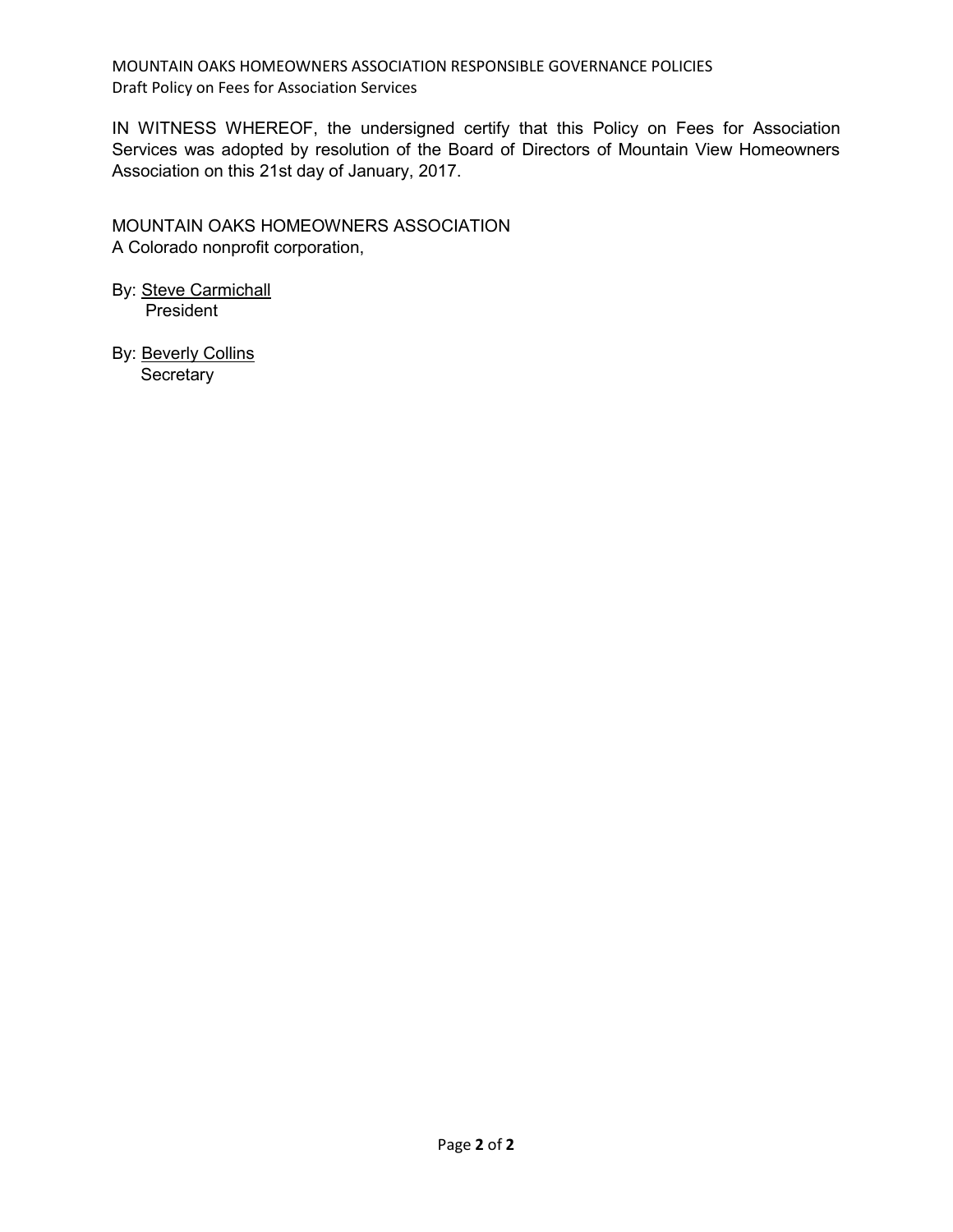IN WITNESS WHEREOF, the undersigned certify that this Policy on Fees for Association Services was adopted by resolution of the Board of Directors of Mountain View Homeowners Association on this 21st day of January, 2017.

MOUNTAIN OAKS HOMEOWNERS ASSOCIATION
A Colorado nonprofit corporation,

By: Steve Carmichall
President

By: Beverly Collins
Secretary